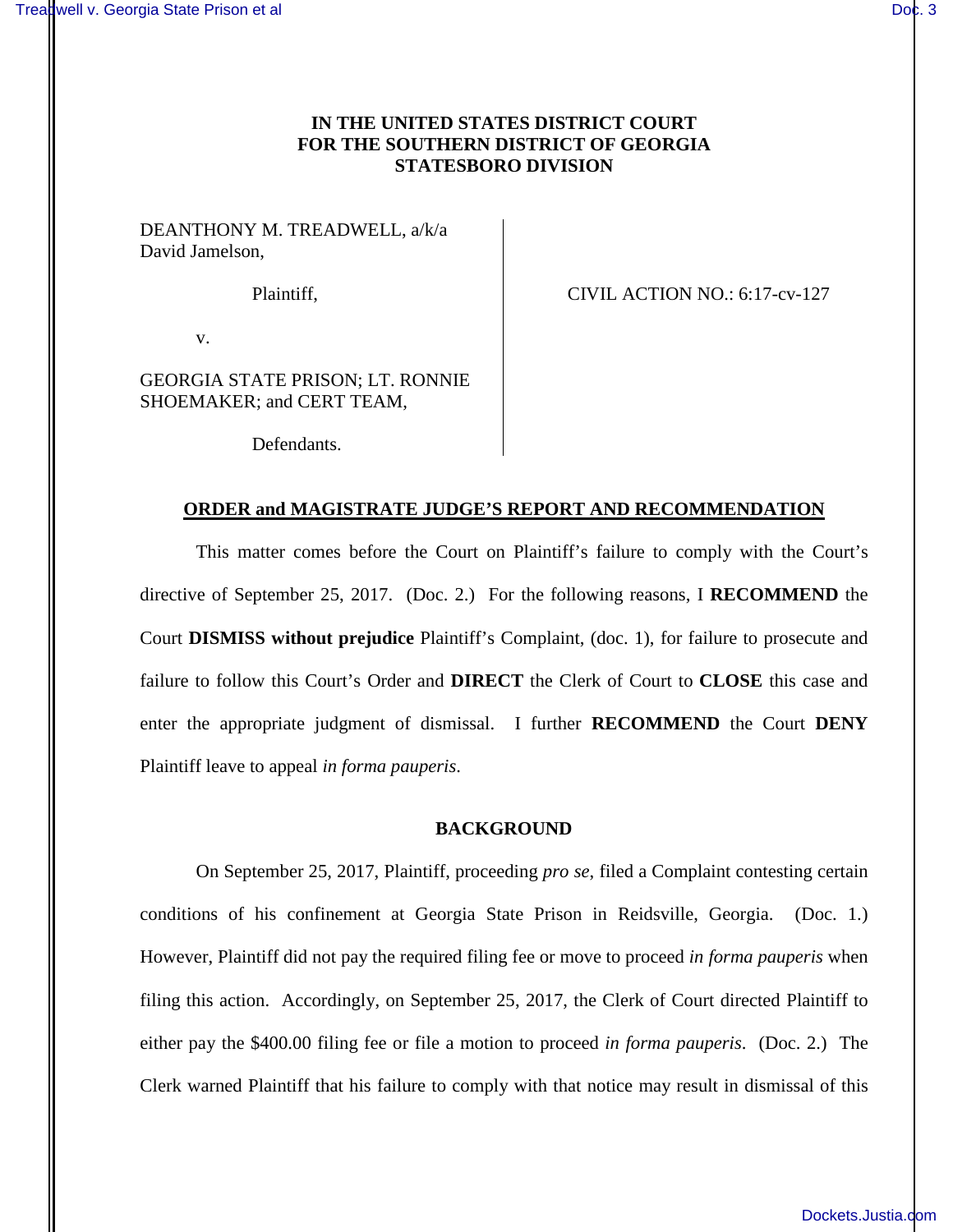**IN THE UNITED STATES DISTRICT COURT**
**FOR THE SOUTHERN DISTRICT OF GEORGIA**
**STATESBORO DIVISION**

DEANTHONY M. TREADWELL, a/k/a David Jamelson,

Plaintiff,

v.

GEORGIA STATE PRISON; LT. RONNIE SHOEMAKER; and CERT TEAM,

Defendants.

CIVIL ACTION NO.: 6:17-cv-127

**ORDER and MAGISTRATE JUDGE'S REPORT AND RECOMMENDATION**

This matter comes before the Court on Plaintiff's failure to comply with the Court's directive of September 25, 2017. (Doc. 2.) For the following reasons, I **RECOMMEND** the Court **DISMISS without prejudice** Plaintiff's Complaint, (doc. 1), for failure to prosecute and failure to follow this Court's Order and **DIRECT** the Clerk of Court to **CLOSE** this case and enter the appropriate judgment of dismissal. I further **RECOMMEND** the Court **DENY** Plaintiff leave to appeal *in forma pauperis*.

**BACKGROUND**

On September 25, 2017, Plaintiff, proceeding *pro se*, filed a Complaint contesting certain conditions of his confinement at Georgia State Prison in Reidsville, Georgia. (Doc. 1.) However, Plaintiff did not pay the required filing fee or move to proceed *in forma pauperis* when filing this action. Accordingly, on September 25, 2017, the Clerk of Court directed Plaintiff to either pay the $400.00 filing fee or file a motion to proceed *in forma pauperis*. (Doc. 2.) The Clerk warned Plaintiff that his failure to comply with that notice may result in dismissal of this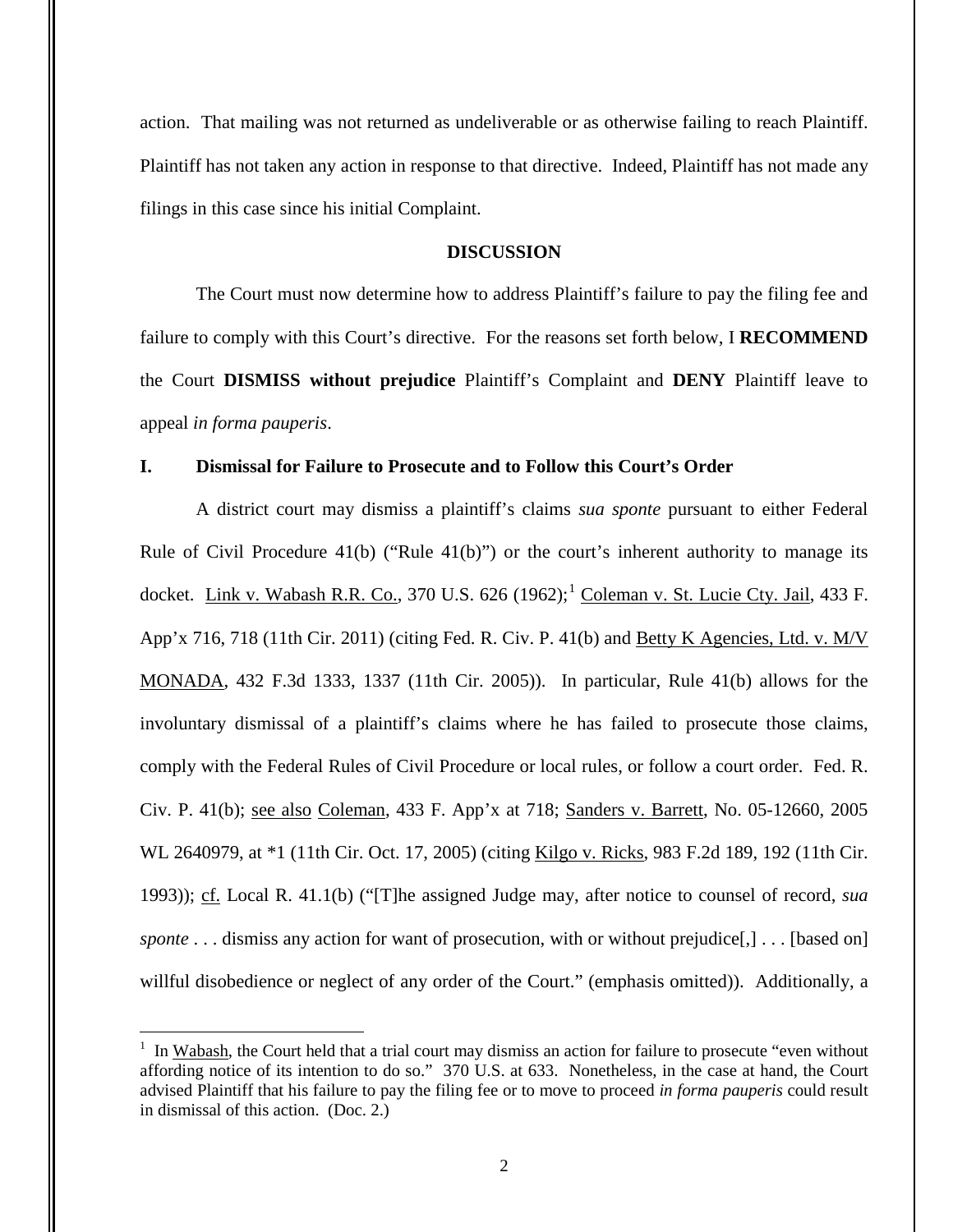action. That mailing was not returned as undeliverable or as otherwise failing to reach Plaintiff. Plaintiff has not taken any action in response to that directive. Indeed, Plaintiff has not made any filings in this case since his initial Complaint.

## DISCUSSION

The Court must now determine how to address Plaintiff's failure to pay the filing fee and failure to comply with this Court's directive. For the reasons set forth below, I **RECOMMEND** the Court **DISMISS without prejudice** Plaintiff's Complaint and **DENY** Plaintiff leave to appeal *in forma pauperis*.

### I. Dismissal for Failure to Prosecute and to Follow this Court's Order

A district court may dismiss a plaintiff's claims *sua sponte* pursuant to either Federal Rule of Civil Procedure 41(b) ("Rule 41(b)") or the court's inherent authority to manage its docket. Link v. Wabash R.R. Co., 370 U.S. 626 (1962);[1] Coleman v. St. Lucie Cty. Jail, 433 F. App'x 716, 718 (11th Cir. 2011) (citing Fed. R. Civ. P. 41(b) and Betty K Agencies, Ltd. v. M/V MONADA, 432 F.3d 1333, 1337 (11th Cir. 2005)). In particular, Rule 41(b) allows for the involuntary dismissal of a plaintiff's claims where he has failed to prosecute those claims, comply with the Federal Rules of Civil Procedure or local rules, or follow a court order. Fed. R. Civ. P. 41(b); see also Coleman, 433 F. App'x at 718; Sanders v. Barrett, No. 05-12660, 2005 WL 2640979, at *1 (11th Cir. Oct. 17, 2005) (citing Kilgo v. Ricks, 983 F.2d 189, 192 (11th Cir. 1993)); cf. Local R. 41.1(b) ("[T]he assigned Judge may, after notice to counsel of record, *sua sponte* . . . dismiss any action for want of prosecution, with or without prejudice[,] . . . [based on] willful disobedience or neglect of any order of the Court." (emphasis omitted)). Additionally, a

[1] In Wabash, the Court held that a trial court may dismiss an action for failure to prosecute "even without affording notice of its intention to do so." 370 U.S. at 633. Nonetheless, in the case at hand, the Court advised Plaintiff that his failure to pay the filing fee or to move to proceed *in forma pauperis* could result in dismissal of this action. (Doc. 2.)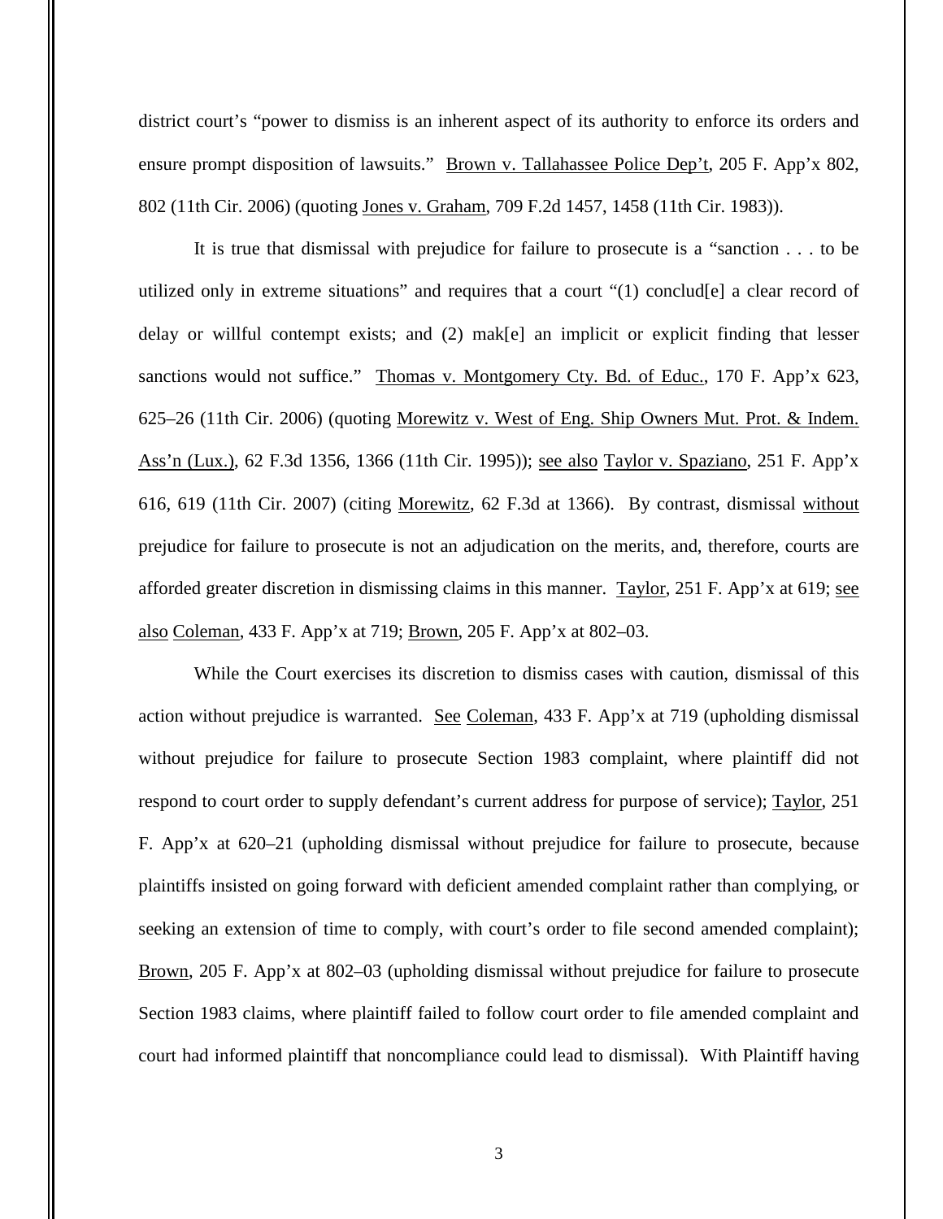district court's "power to dismiss is an inherent aspect of its authority to enforce its orders and ensure prompt disposition of lawsuits." Brown v. Tallahassee Police Dep't, 205 F. App'x 802, 802 (11th Cir. 2006) (quoting Jones v. Graham, 709 F.2d 1457, 1458 (11th Cir. 1983)).

It is true that dismissal with prejudice for failure to prosecute is a "sanction . . . to be utilized only in extreme situations" and requires that a court "(1) conclud[e] a clear record of delay or willful contempt exists; and (2) mak[e] an implicit or explicit finding that lesser sanctions would not suffice." Thomas v. Montgomery Cty. Bd. of Educ., 170 F. App'x 623, 625–26 (11th Cir. 2006) (quoting Morewitz v. West of Eng. Ship Owners Mut. Prot. & Indem. Ass'n (Lux.), 62 F.3d 1356, 1366 (11th Cir. 1995)); see also Taylor v. Spaziano, 251 F. App'x 616, 619 (11th Cir. 2007) (citing Morewitz, 62 F.3d at 1366). By contrast, dismissal without prejudice for failure to prosecute is not an adjudication on the merits, and, therefore, courts are afforded greater discretion in dismissing claims in this manner. Taylor, 251 F. App'x at 619; see also Coleman, 433 F. App'x at 719; Brown, 205 F. App'x at 802–03.

While the Court exercises its discretion to dismiss cases with caution, dismissal of this action without prejudice is warranted. See Coleman, 433 F. App'x at 719 (upholding dismissal without prejudice for failure to prosecute Section 1983 complaint, where plaintiff did not respond to court order to supply defendant's current address for purpose of service); Taylor, 251 F. App'x at 620–21 (upholding dismissal without prejudice for failure to prosecute, because plaintiffs insisted on going forward with deficient amended complaint rather than complying, or seeking an extension of time to comply, with court's order to file second amended complaint); Brown, 205 F. App'x at 802–03 (upholding dismissal without prejudice for failure to prosecute Section 1983 claims, where plaintiff failed to follow court order to file amended complaint and court had informed plaintiff that noncompliance could lead to dismissal). With Plaintiff having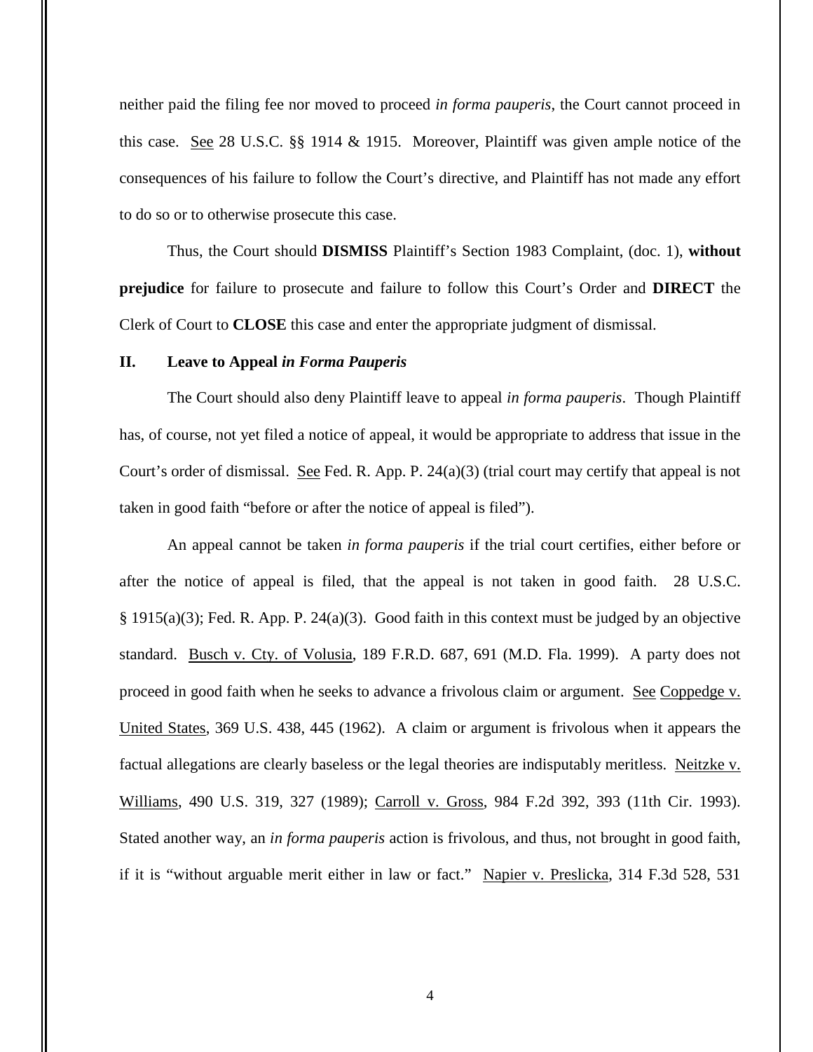neither paid the filing fee nor moved to proceed *in forma pauperis*, the Court cannot proceed in this case. See 28 U.S.C. §§ 1914 & 1915. Moreover, Plaintiff was given ample notice of the consequences of his failure to follow the Court's directive, and Plaintiff has not made any effort to do so or to otherwise prosecute this case.

Thus, the Court should **DISMISS** Plaintiff's Section 1983 Complaint, (doc. 1), **without prejudice** for failure to prosecute and failure to follow this Court's Order and **DIRECT** the Clerk of Court to **CLOSE** this case and enter the appropriate judgment of dismissal.

## II. Leave to Appeal *in Forma Pauperis*

The Court should also deny Plaintiff leave to appeal *in forma pauperis*. Though Plaintiff has, of course, not yet filed a notice of appeal, it would be appropriate to address that issue in the Court's order of dismissal. See Fed. R. App. P. 24(a)(3) (trial court may certify that appeal is not taken in good faith "before or after the notice of appeal is filed").

An appeal cannot be taken *in forma pauperis* if the trial court certifies, either before or after the notice of appeal is filed, that the appeal is not taken in good faith. 28 U.S.C. § 1915(a)(3); Fed. R. App. P. 24(a)(3). Good faith in this context must be judged by an objective standard. Busch v. Cty. of Volusia, 189 F.R.D. 687, 691 (M.D. Fla. 1999). A party does not proceed in good faith when he seeks to advance a frivolous claim or argument. See Coppedge v. United States, 369 U.S. 438, 445 (1962). A claim or argument is frivolous when it appears the factual allegations are clearly baseless or the legal theories are indisputably meritless. Neitzke v. Williams, 490 U.S. 319, 327 (1989); Carroll v. Gross, 984 F.2d 392, 393 (11th Cir. 1993). Stated another way, an *in forma pauperis* action is frivolous, and thus, not brought in good faith, if it is "without arguable merit either in law or fact." Napier v. Preslicka, 314 F.3d 528, 531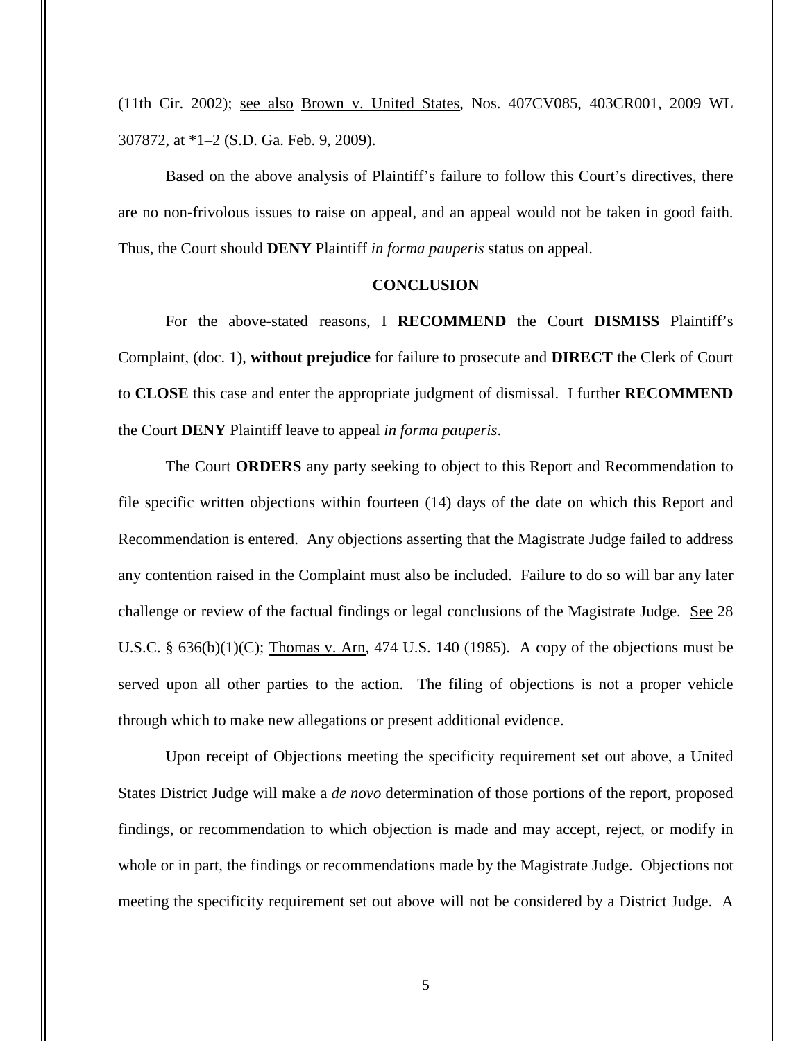(11th Cir. 2002); see also Brown v. United States, Nos. 407CV085, 403CR001, 2009 WL 307872, at *1–2 (S.D. Ga. Feb. 9, 2009).

Based on the above analysis of Plaintiff's failure to follow this Court's directives, there are no non-frivolous issues to raise on appeal, and an appeal would not be taken in good faith. Thus, the Court should **DENY** Plaintiff *in forma pauperis* status on appeal.

## CONCLUSION

For the above-stated reasons, I **RECOMMEND** the Court **DISMISS** Plaintiff's Complaint, (doc. 1), **without prejudice** for failure to prosecute and **DIRECT** the Clerk of Court to **CLOSE** this case and enter the appropriate judgment of dismissal. I further **RECOMMEND** the Court **DENY** Plaintiff leave to appeal *in forma pauperis*.

The Court **ORDERS** any party seeking to object to this Report and Recommendation to file specific written objections within fourteen (14) days of the date on which this Report and Recommendation is entered. Any objections asserting that the Magistrate Judge failed to address any contention raised in the Complaint must also be included. Failure to do so will bar any later challenge or review of the factual findings or legal conclusions of the Magistrate Judge. See 28 U.S.C. § 636(b)(1)(C); Thomas v. Arn, 474 U.S. 140 (1985). A copy of the objections must be served upon all other parties to the action. The filing of objections is not a proper vehicle through which to make new allegations or present additional evidence.

Upon receipt of Objections meeting the specificity requirement set out above, a United States District Judge will make a *de novo* determination of those portions of the report, proposed findings, or recommendation to which objection is made and may accept, reject, or modify in whole or in part, the findings or recommendations made by the Magistrate Judge. Objections not meeting the specificity requirement set out above will not be considered by a District Judge. A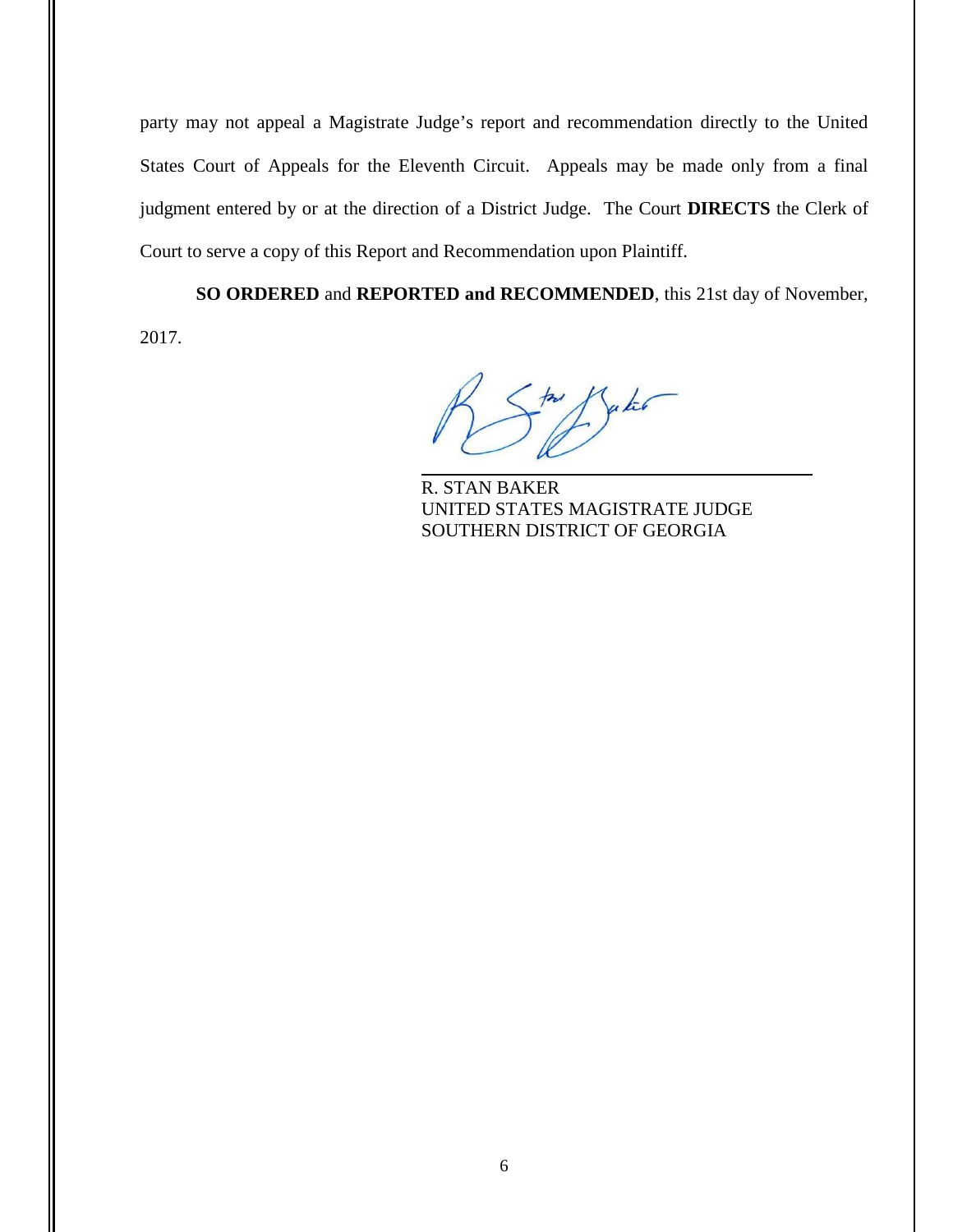party may not appeal a Magistrate Judge's report and recommendation directly to the United States Court of Appeals for the Eleventh Circuit. Appeals may be made only from a final judgment entered by or at the direction of a District Judge. The Court **DIRECTS** the Clerk of Court to serve a copy of this Report and Recommendation upon Plaintiff.

**SO ORDERED** and **REPORTED and RECOMMENDED**, this 21st day of November, 2017.

R. STAN BAKER
UNITED STATES MAGISTRATE JUDGE
SOUTHERN DISTRICT OF GEORGIA